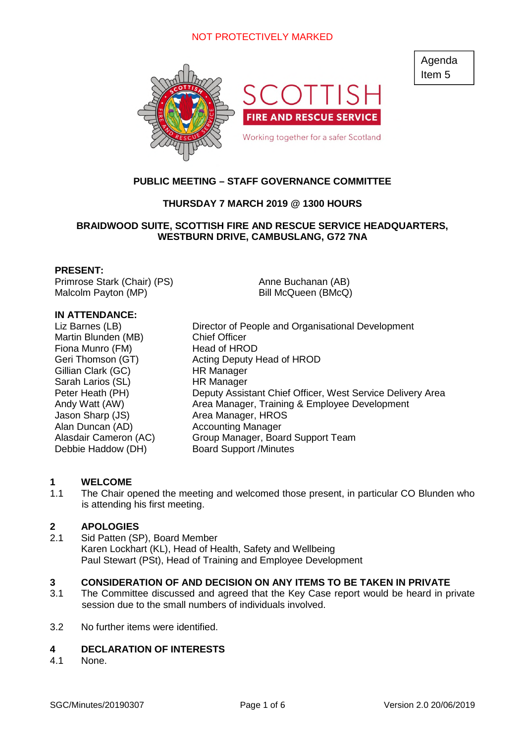NOT PROTECTIVELY MARKED

Agenda Item 5

**PUBLIC MEETING – STAFF GOVERNANCE COMMITTEE**

**THURSDAY 7 MARCH 2019 @ 1300 HOURS**

**BRAIDWOOD SUITE, SCOTTISH FIRE AND RESCUE SERVICE HEADQUARTERS, WESTBURN DRIVE, CAMBUSLANG, G72 7NA**

**PRESENT:**

Primrose Stark (Chair) (PS)
Malcolm Payton (MP)
Anne Buchanan (AB)
Bill McQueen (BMcQ)

**IN ATTENDANCE:**

| | |
|---|---|
| Liz Barnes (LB) | Director of People and Organisational Development |
| Martin Blunden (MB) | Chief Officer |
| Fiona Munro (FM) | Head of HROD |
| Geri Thomson (GT) | Acting Deputy Head of HROD |
| Gillian Clark (GC) | HR Manager |
| Sarah Larios (SL) | HR Manager |
| Peter Heath (PH) | Deputy Assistant Chief Officer, West Service Delivery Area |
| Andy Watt (AW) | Area Manager, Training & Employee Development |
| Jason Sharp (JS) | Area Manager, HROS |
| Alan Duncan (AD) | Accounting Manager |
| Alasdair Cameron (AC) | Group Manager, Board Support Team |
| Debbie Haddow (DH) | Board Support /Minutes |

## 1 WELCOME

1.1 The Chair opened the meeting and welcomed those present, in particular CO Blunden who is attending his first meeting.

## 2 APOLOGIES

2.1 Sid Patten (SP), Board Member
Karen Lockhart (KL), Head of Health, Safety and Wellbeing
Paul Stewart (PSt), Head of Training and Employee Development

## 3 CONSIDERATION OF AND DECISION ON ANY ITEMS TO BE TAKEN IN PRIVATE

3.1 The Committee discussed and agreed that the Key Case report would be heard in private session due to the small numbers of individuals involved.

3.2 No further items were identified.

## 4 DECLARATION OF INTERESTS

4.1 None.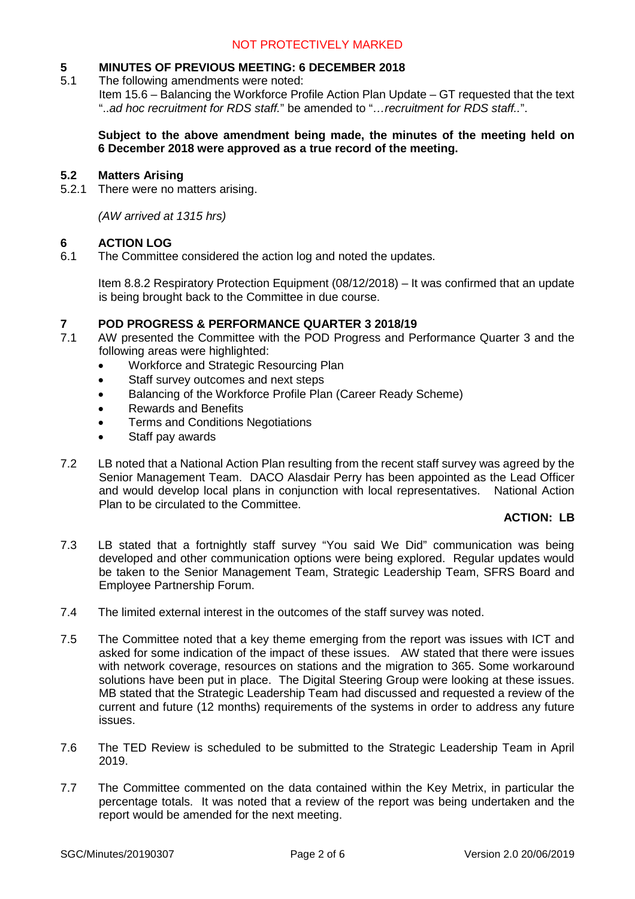## 5 MINUTES OF PREVIOUS MEETING: 6 DECEMBER 2018

5.1 The following amendments were noted:

Item 15.6 – Balancing the Workforce Profile Action Plan Update – GT requested that the text "..*ad hoc recruitment for RDS staff.*" be amended to "*…recruitment for RDS staff..*".

**Subject to the above amendment being made, the minutes of the meeting held on 6 December 2018 were approved as a true record of the meeting.**

### 5.2 Matters Arising

5.2.1 There were no matters arising.

*(AW arrived at 1315 hrs)*

## 6 ACTION LOG

6.1 The Committee considered the action log and noted the updates.

Item 8.8.2 Respiratory Protection Equipment (08/12/2018) – It was confirmed that an update is being brought back to the Committee in due course.

## 7 POD PROGRESS & PERFORMANCE QUARTER 3 2018/19

7.1 AW presented the Committee with the POD Progress and Performance Quarter 3 and the following areas were highlighted:

- Workforce and Strategic Resourcing Plan
- Staff survey outcomes and next steps
- Balancing of the Workforce Profile Plan (Career Ready Scheme)
- Rewards and Benefits
- Terms and Conditions Negotiations
- Staff pay awards

7.2 LB noted that a National Action Plan resulting from the recent staff survey was agreed by the Senior Management Team. DACO Alasdair Perry has been appointed as the Lead Officer and would develop local plans in conjunction with local representatives. National Action Plan to be circulated to the Committee.

**ACTION: LB**

7.3 LB stated that a fortnightly staff survey "You said We Did" communication was being developed and other communication options were being explored. Regular updates would be taken to the Senior Management Team, Strategic Leadership Team, SFRS Board and Employee Partnership Forum.

7.4 The limited external interest in the outcomes of the staff survey was noted.

7.5 The Committee noted that a key theme emerging from the report was issues with ICT and asked for some indication of the impact of these issues. AW stated that there were issues with network coverage, resources on stations and the migration to 365. Some workaround solutions have been put in place. The Digital Steering Group were looking at these issues. MB stated that the Strategic Leadership Team had discussed and requested a review of the current and future (12 months) requirements of the systems in order to address any future issues.

7.6 The TED Review is scheduled to be submitted to the Strategic Leadership Team in April 2019.

7.7 The Committee commented on the data contained within the Key Metrix, in particular the percentage totals. It was noted that a review of the report was being undertaken and the report would be amended for the next meeting.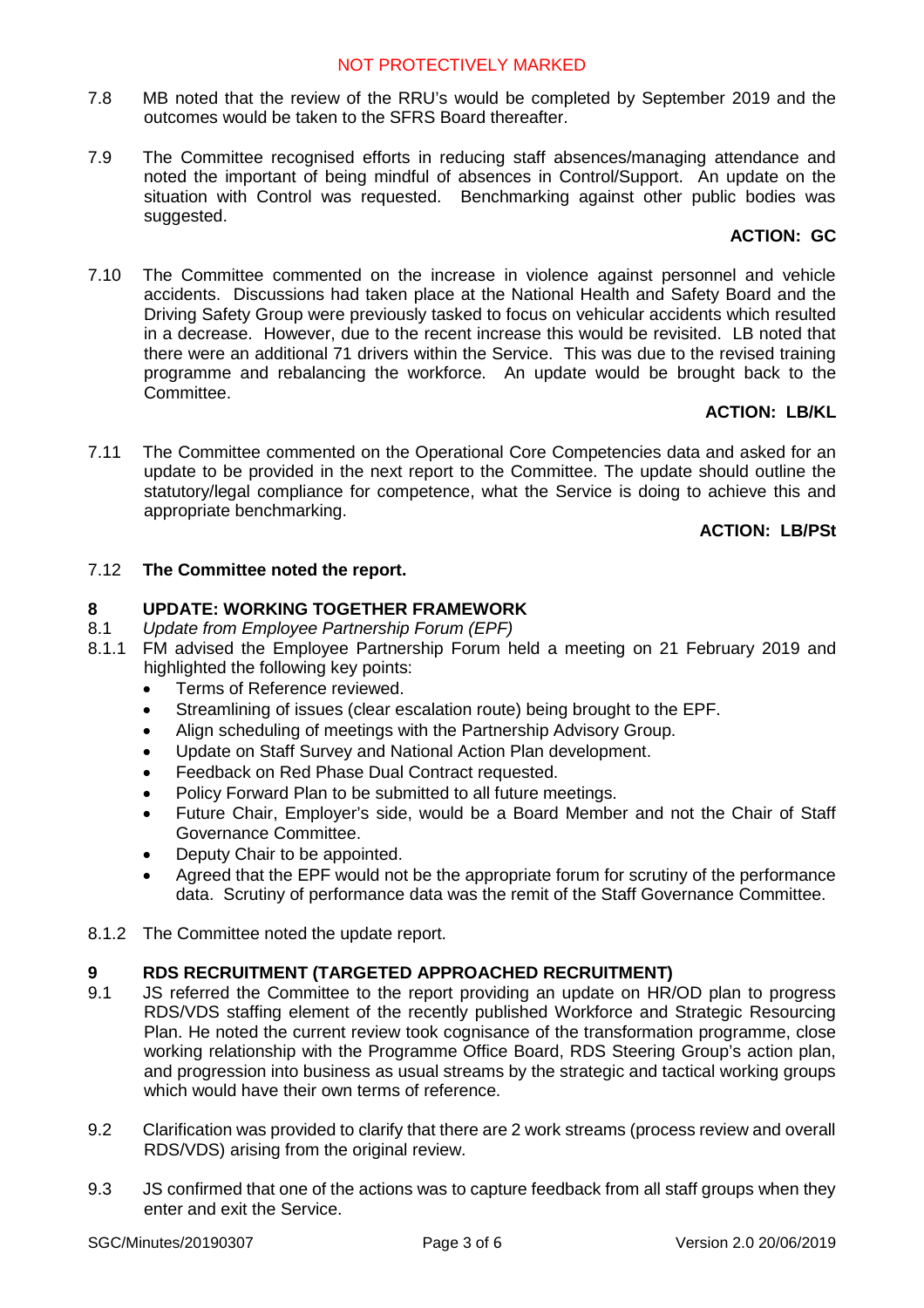7.8 MB noted that the review of the RRU's would be completed by September 2019 and the outcomes would be taken to the SFRS Board thereafter.

7.9 The Committee recognised efforts in reducing staff absences/managing attendance and noted the important of being mindful of absences in Control/Support. An update on the situation with Control was requested. Benchmarking against other public bodies was suggested.

**ACTION: GC**

7.10 The Committee commented on the increase in violence against personnel and vehicle accidents. Discussions had taken place at the National Health and Safety Board and the Driving Safety Group were previously tasked to focus on vehicular accidents which resulted in a decrease. However, due to the recent increase this would be revisited. LB noted that there were an additional 71 drivers within the Service. This was due to the revised training programme and rebalancing the workforce. An update would be brought back to the Committee.

**ACTION: LB/KL**

7.11 The Committee commented on the Operational Core Competencies data and asked for an update to be provided in the next report to the Committee. The update should outline the statutory/legal compliance for competence, what the Service is doing to achieve this and appropriate benchmarking.

**ACTION: LB/PSt**

7.12 **The Committee noted the report.**

## 8 UPDATE: WORKING TOGETHER FRAMEWORK

8.1 *Update from Employee Partnership Forum (EPF)*

8.1.1 FM advised the Employee Partnership Forum held a meeting on 21 February 2019 and highlighted the following key points:

- Terms of Reference reviewed.
- Streamlining of issues (clear escalation route) being brought to the EPF.
- Align scheduling of meetings with the Partnership Advisory Group.
- Update on Staff Survey and National Action Plan development.
- Feedback on Red Phase Dual Contract requested.
- Policy Forward Plan to be submitted to all future meetings.
- Future Chair, Employer's side, would be a Board Member and not the Chair of Staff Governance Committee.
- Deputy Chair to be appointed.
- Agreed that the EPF would not be the appropriate forum for scrutiny of the performance data. Scrutiny of performance data was the remit of the Staff Governance Committee.

8.1.2 The Committee noted the update report.

## 9 RDS RECRUITMENT (TARGETED APPROACHED RECRUITMENT)

9.1 JS referred the Committee to the report providing an update on HR/OD plan to progress RDS/VDS staffing element of the recently published Workforce and Strategic Resourcing Plan. He noted the current review took cognisance of the transformation programme, close working relationship with the Programme Office Board, RDS Steering Group's action plan, and progression into business as usual streams by the strategic and tactical working groups which would have their own terms of reference.

9.2 Clarification was provided to clarify that there are 2 work streams (process review and overall RDS/VDS) arising from the original review.

9.3 JS confirmed that one of the actions was to capture feedback from all staff groups when they enter and exit the Service.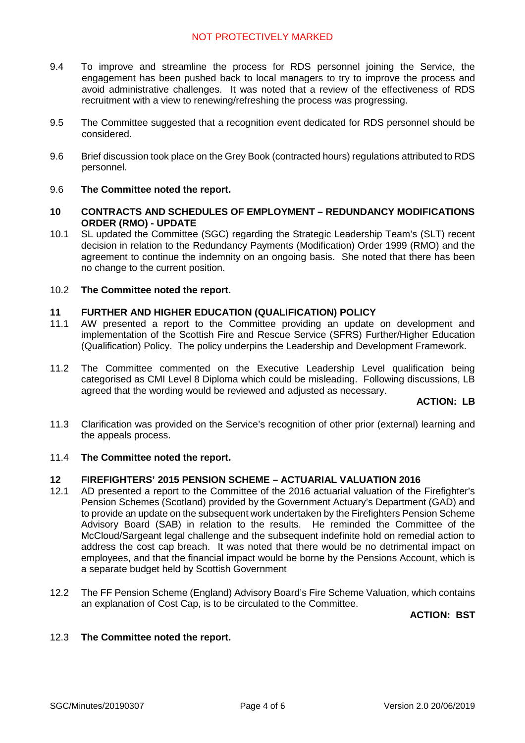9.4 To improve and streamline the process for RDS personnel joining the Service, the engagement has been pushed back to local managers to try to improve the process and avoid administrative challenges. It was noted that a review of the effectiveness of RDS recruitment with a view to renewing/refreshing the process was progressing.

9.5 The Committee suggested that a recognition event dedicated for RDS personnel should be considered.

9.6 Brief discussion took place on the Grey Book (contracted hours) regulations attributed to RDS personnel.

9.6 **The Committee noted the report.**

## 10 CONTRACTS AND SCHEDULES OF EMPLOYMENT – REDUNDANCY MODIFICATIONS ORDER (RMO) - UPDATE

10.1 SL updated the Committee (SGC) regarding the Strategic Leadership Team's (SLT) recent decision in relation to the Redundancy Payments (Modification) Order 1999 (RMO) and the agreement to continue the indemnity on an ongoing basis. She noted that there has been no change to the current position.

10.2 **The Committee noted the report.**

## 11 FURTHER AND HIGHER EDUCATION (QUALIFICATION) POLICY

11.1 AW presented a report to the Committee providing an update on development and implementation of the Scottish Fire and Rescue Service (SFRS) Further/Higher Education (Qualification) Policy. The policy underpins the Leadership and Development Framework.

11.2 The Committee commented on the Executive Leadership Level qualification being categorised as CMI Level 8 Diploma which could be misleading. Following discussions, LB agreed that the wording would be reviewed and adjusted as necessary.

**ACTION: LB**

11.3 Clarification was provided on the Service's recognition of other prior (external) learning and the appeals process.

11.4 **The Committee noted the report.**

## 12 FIREFIGHTERS' 2015 PENSION SCHEME – ACTUARIAL VALUATION 2016

12.1 AD presented a report to the Committee of the 2016 actuarial valuation of the Firefighter's Pension Schemes (Scotland) provided by the Government Actuary's Department (GAD) and to provide an update on the subsequent work undertaken by the Firefighters Pension Scheme Advisory Board (SAB) in relation to the results. He reminded the Committee of the McCloud/Sargeant legal challenge and the subsequent indefinite hold on remedial action to address the cost cap breach. It was noted that there would be no detrimental impact on employees, and that the financial impact would be borne by the Pensions Account, which is a separate budget held by Scottish Government

12.2 The FF Pension Scheme (England) Advisory Board's Fire Scheme Valuation, which contains an explanation of Cost Cap, is to be circulated to the Committee.

**ACTION: BST**

12.3 **The Committee noted the report.**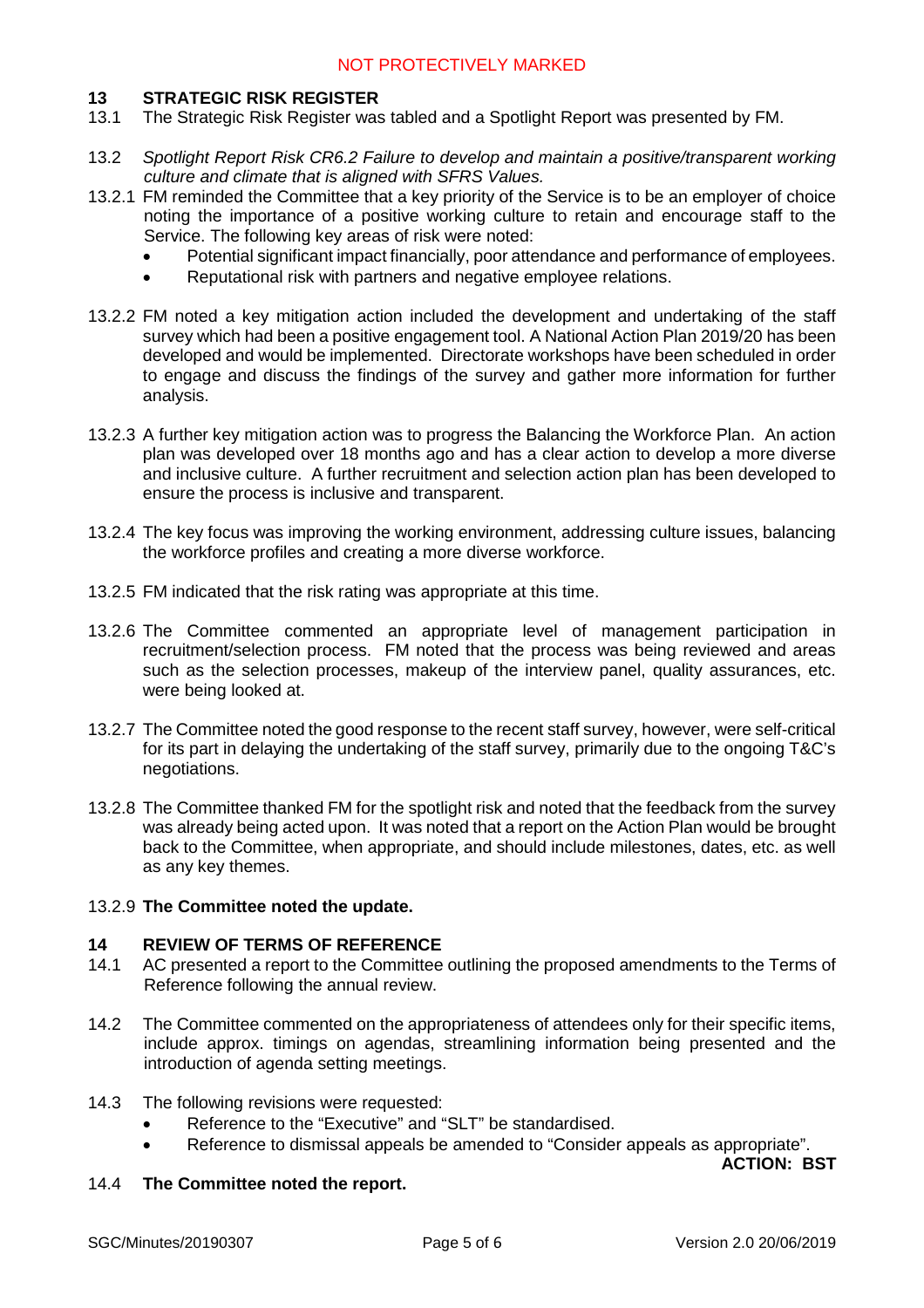## 13 STRATEGIC RISK REGISTER

13.1 The Strategic Risk Register was tabled and a Spotlight Report was presented by FM.

13.2 *Spotlight Report Risk CR6.2 Failure to develop and maintain a positive/transparent working culture and climate that is aligned with SFRS Values.*

13.2.1 FM reminded the Committee that a key priority of the Service is to be an employer of choice noting the importance of a positive working culture to retain and encourage staff to the Service. The following key areas of risk were noted:

- Potential significant impact financially, poor attendance and performance of employees.
- Reputational risk with partners and negative employee relations.

13.2.2 FM noted a key mitigation action included the development and undertaking of the staff survey which had been a positive engagement tool. A National Action Plan 2019/20 has been developed and would be implemented. Directorate workshops have been scheduled in order to engage and discuss the findings of the survey and gather more information for further analysis.

13.2.3 A further key mitigation action was to progress the Balancing the Workforce Plan. An action plan was developed over 18 months ago and has a clear action to develop a more diverse and inclusive culture. A further recruitment and selection action plan has been developed to ensure the process is inclusive and transparent.

13.2.4 The key focus was improving the working environment, addressing culture issues, balancing the workforce profiles and creating a more diverse workforce.

13.2.5 FM indicated that the risk rating was appropriate at this time.

13.2.6 The Committee commented an appropriate level of management participation in recruitment/selection process. FM noted that the process was being reviewed and areas such as the selection processes, makeup of the interview panel, quality assurances, etc. were being looked at.

13.2.7 The Committee noted the good response to the recent staff survey, however, were self-critical for its part in delaying the undertaking of the staff survey, primarily due to the ongoing T&C's negotiations.

13.2.8 The Committee thanked FM for the spotlight risk and noted that the feedback from the survey was already being acted upon. It was noted that a report on the Action Plan would be brought back to the Committee, when appropriate, and should include milestones, dates, etc. as well as any key themes.

13.2.9 **The Committee noted the update.**

## 14 REVIEW OF TERMS OF REFERENCE

14.1 AC presented a report to the Committee outlining the proposed amendments to the Terms of Reference following the annual review.

14.2 The Committee commented on the appropriateness of attendees only for their specific items, include approx. timings on agendas, streamlining information being presented and the introduction of agenda setting meetings.

14.3 The following revisions were requested:

- Reference to the "Executive" and "SLT" be standardised.
- Reference to dismissal appeals be amended to "Consider appeals as appropriate".

**ACTION: BST**

14.4 **The Committee noted the report.**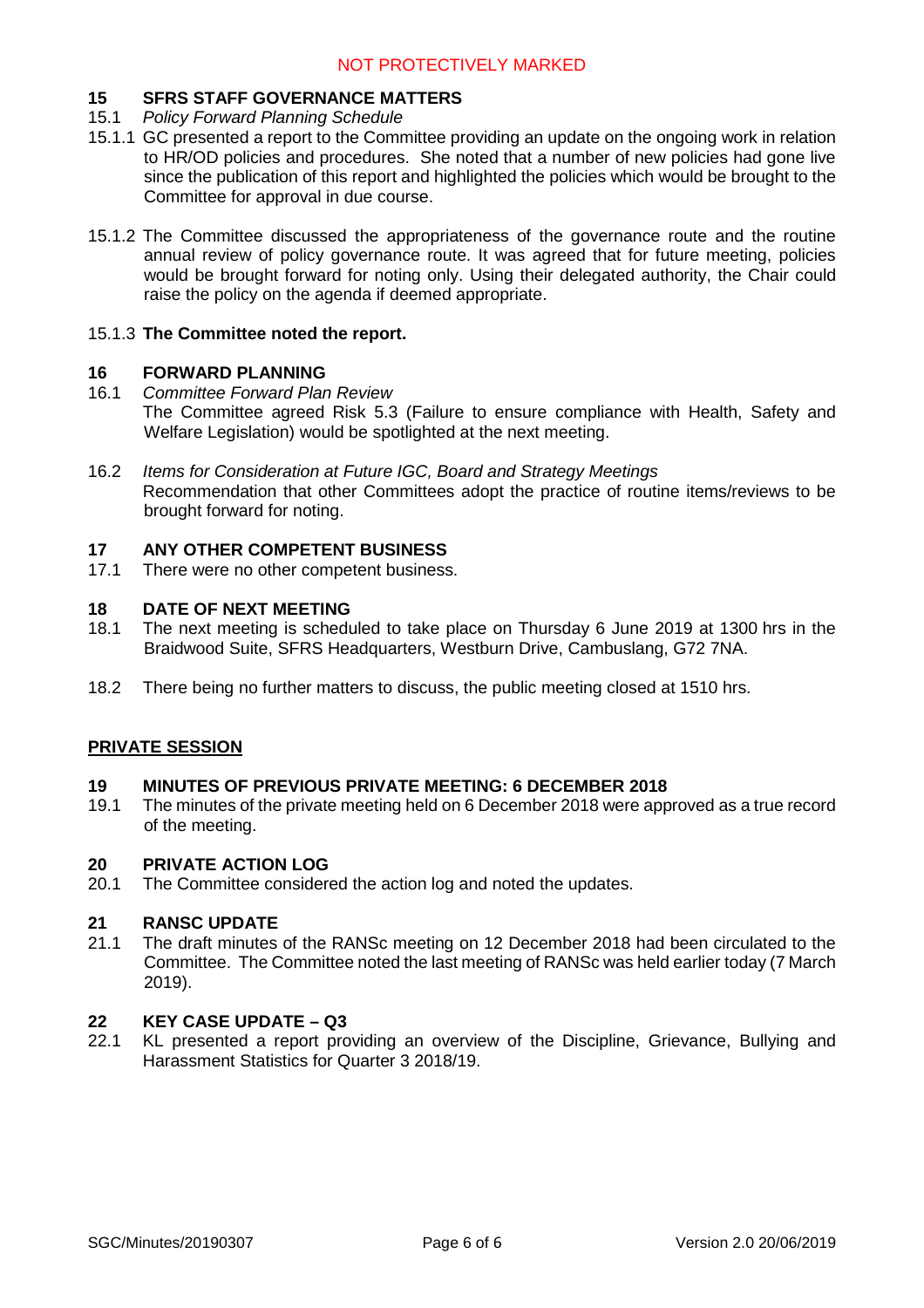## 15 SFRS STAFF GOVERNANCE MATTERS

15.1 *Policy Forward Planning Schedule*

15.1.1 GC presented a report to the Committee providing an update on the ongoing work in relation to HR/OD policies and procedures. She noted that a number of new policies had gone live since the publication of this report and highlighted the policies which would be brought to the Committee for approval in due course.

15.1.2 The Committee discussed the appropriateness of the governance route and the routine annual review of policy governance route. It was agreed that for future meeting, policies would be brought forward for noting only. Using their delegated authority, the Chair could raise the policy on the agenda if deemed appropriate.

15.1.3 **The Committee noted the report.**

## 16 FORWARD PLANNING

16.1 *Committee Forward Plan Review*

The Committee agreed Risk 5.3 (Failure to ensure compliance with Health, Safety and Welfare Legislation) would be spotlighted at the next meeting.

16.2 *Items for Consideration at Future IGC, Board and Strategy Meetings*

Recommendation that other Committees adopt the practice of routine items/reviews to be brought forward for noting.

## 17 ANY OTHER COMPETENT BUSINESS

17.1 There were no other competent business.

## 18 DATE OF NEXT MEETING

18.1 The next meeting is scheduled to take place on Thursday 6 June 2019 at 1300 hrs in the Braidwood Suite, SFRS Headquarters, Westburn Drive, Cambuslang, G72 7NA.

18.2 There being no further matters to discuss, the public meeting closed at 1510 hrs.

## PRIVATE SESSION

## 19 MINUTES OF PREVIOUS PRIVATE MEETING: 6 DECEMBER 2018

19.1 The minutes of the private meeting held on 6 December 2018 were approved as a true record of the meeting.

## 20 PRIVATE ACTION LOG

20.1 The Committee considered the action log and noted the updates.

## 21 RANSC UPDATE

21.1 The draft minutes of the RANSc meeting on 12 December 2018 had been circulated to the Committee. The Committee noted the last meeting of RANSc was held earlier today (7 March 2019).

## 22 KEY CASE UPDATE – Q3

22.1 KL presented a report providing an overview of the Discipline, Grievance, Bullying and Harassment Statistics for Quarter 3 2018/19.